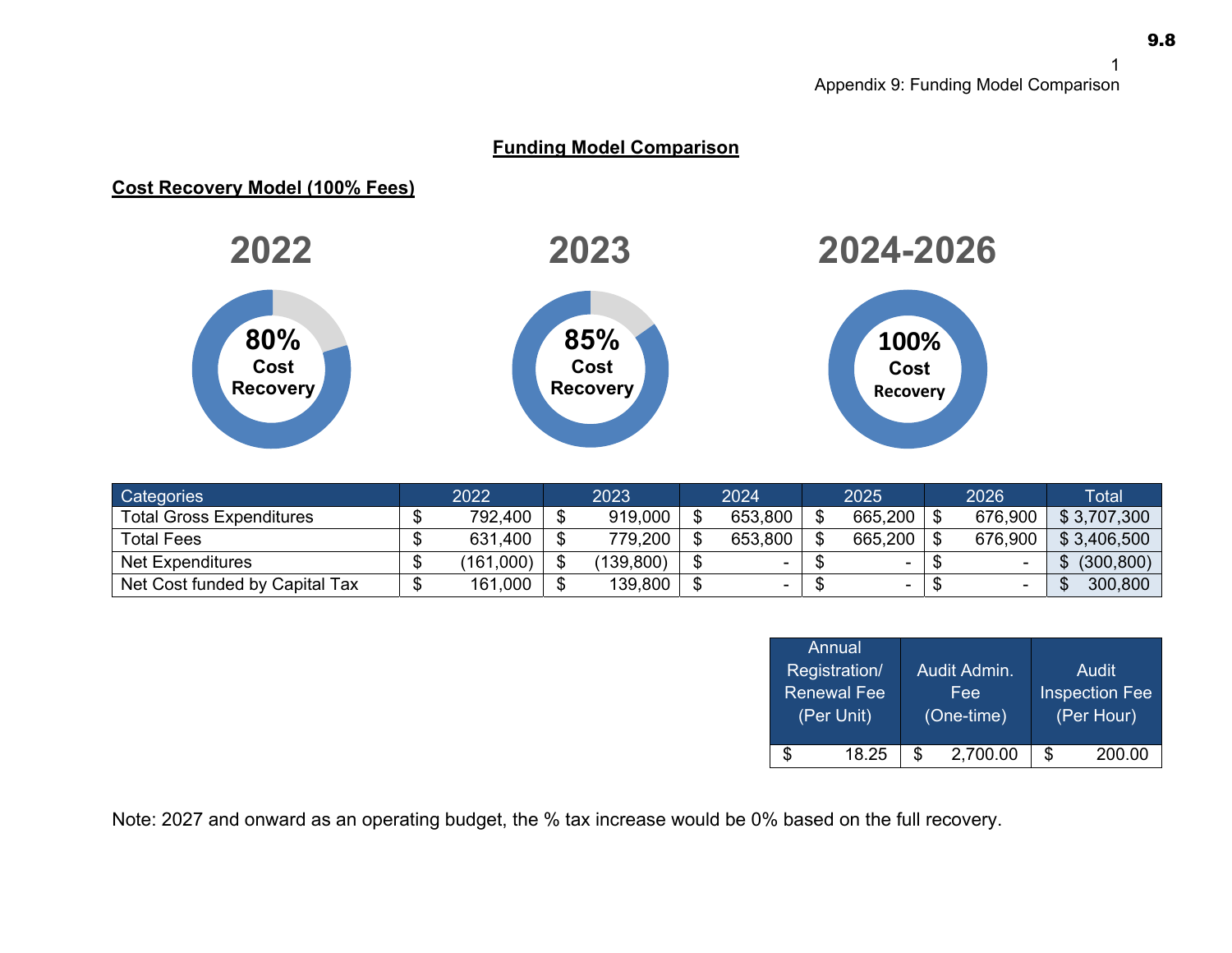## Funding Model Comparison

### Cost Recovery Model (100% Fees)

**2022** — 80% Cost Recovery

**2023** — 85% Cost Recovery

**2024-2026** — 100% Cost Recovery

| Categories | 2022 | 2023 | 2024 | 2025 | 2026 | Total |
|---|---|---|---|---|---|---|
| Total Gross Expenditures | $ 792,400 | $ 919,000 | $ 653,800 | $ 665,200 | $ 676,900 | $ 3,707,300 |
| Total Fees | $ 631,400 | $ 779,200 | $ 653,800 | $ 665,200 | $ 676,900 | $ 3,406,500 |
| Net Expenditures | $ (161,000) | $ (139,800) | $ - | $ - | $ - | $ (300,800) |
| Net Cost funded by Capital Tax | $ 161,000 | $ 139,800 | $ - | $ - | $ - | $ 300,800 |

| Annual Registration/ Renewal Fee (Per Unit) | Audit Admin. Fee (One-time) | Audit Inspection Fee (Per Hour) |
|---|---|---|
| $ 18.25 | $ 2,700.00 | $ 200.00 |

Note: 2027 and onward as an operating budget, the % tax increase would be 0% based on the full recovery.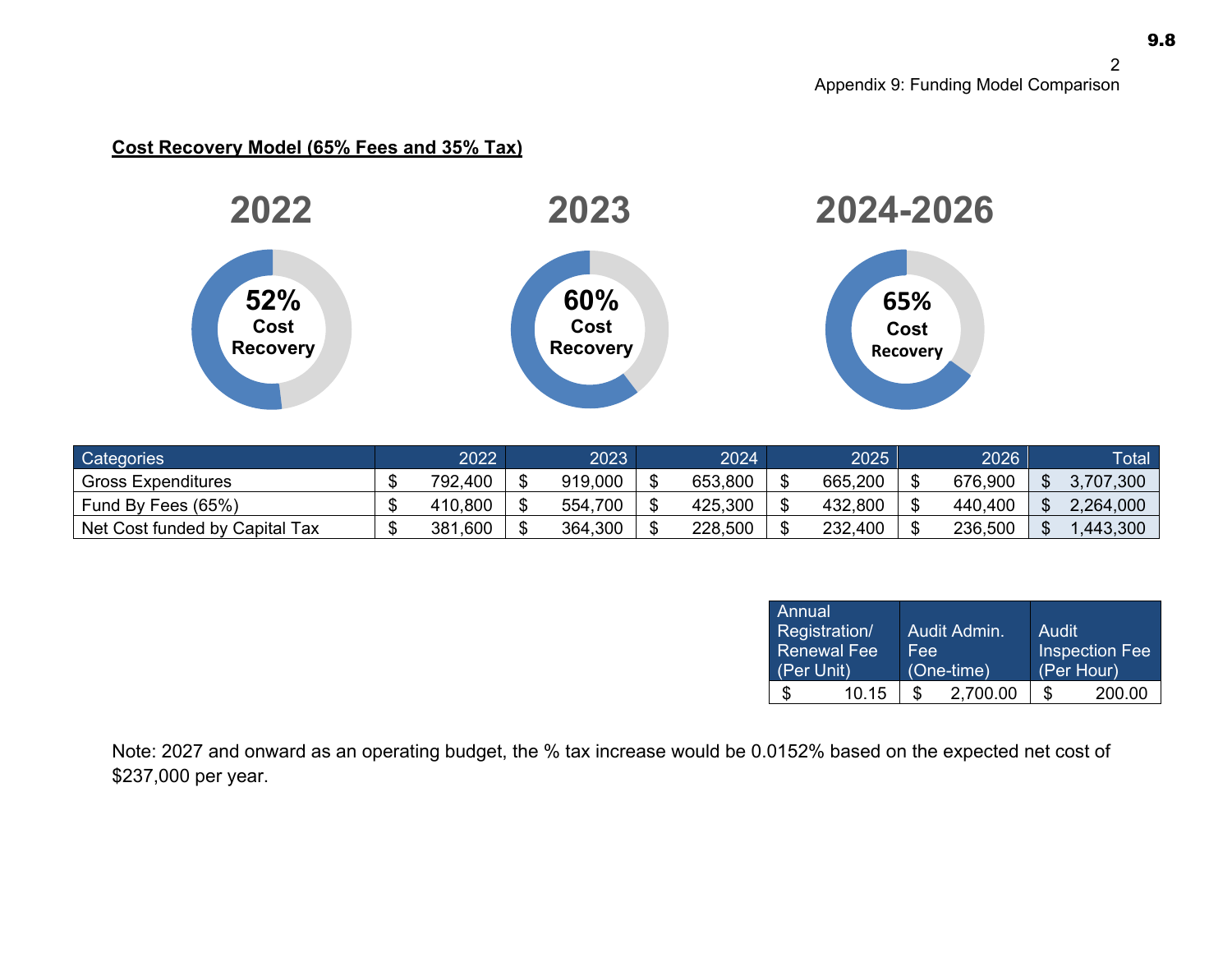**Cost Recovery Model (65% Fees and 35% Tax)**

| 2022 | 2023 | 2024-2026 |
|---|---|---|
| 52% Cost Recovery | 60% Cost Recovery | 65% Cost Recovery |

| Categories | 2022 | 2023 | 2024 | 2025 | 2026 | Total |
|---|---|---|---|---|---|---|
| Gross Expenditures | $ 792,400 | $ 919,000 | $ 653,800 | $ 665,200 | $ 676,900 | $ 3,707,300 |
| Fund By Fees (65%) | $ 410,800 | $ 554,700 | $ 425,300 | $ 432,800 | $ 440,400 | $ 2,264,000 |
| Net Cost funded by Capital Tax | $ 381,600 | $ 364,300 | $ 228,500 | $ 232,400 | $ 236,500 | $ 1,443,300 |

| Annual Registration/ Renewal Fee (Per Unit) | Audit Admin. Fee (One-time) | Audit Inspection Fee (Per Hour) |
|---|---|---|
| $ 10.15 | $ 2,700.00 | $ 200.00 |

Note: 2027 and onward as an operating budget, the % tax increase would be 0.0152% based on the expected net cost of $237,000 per year.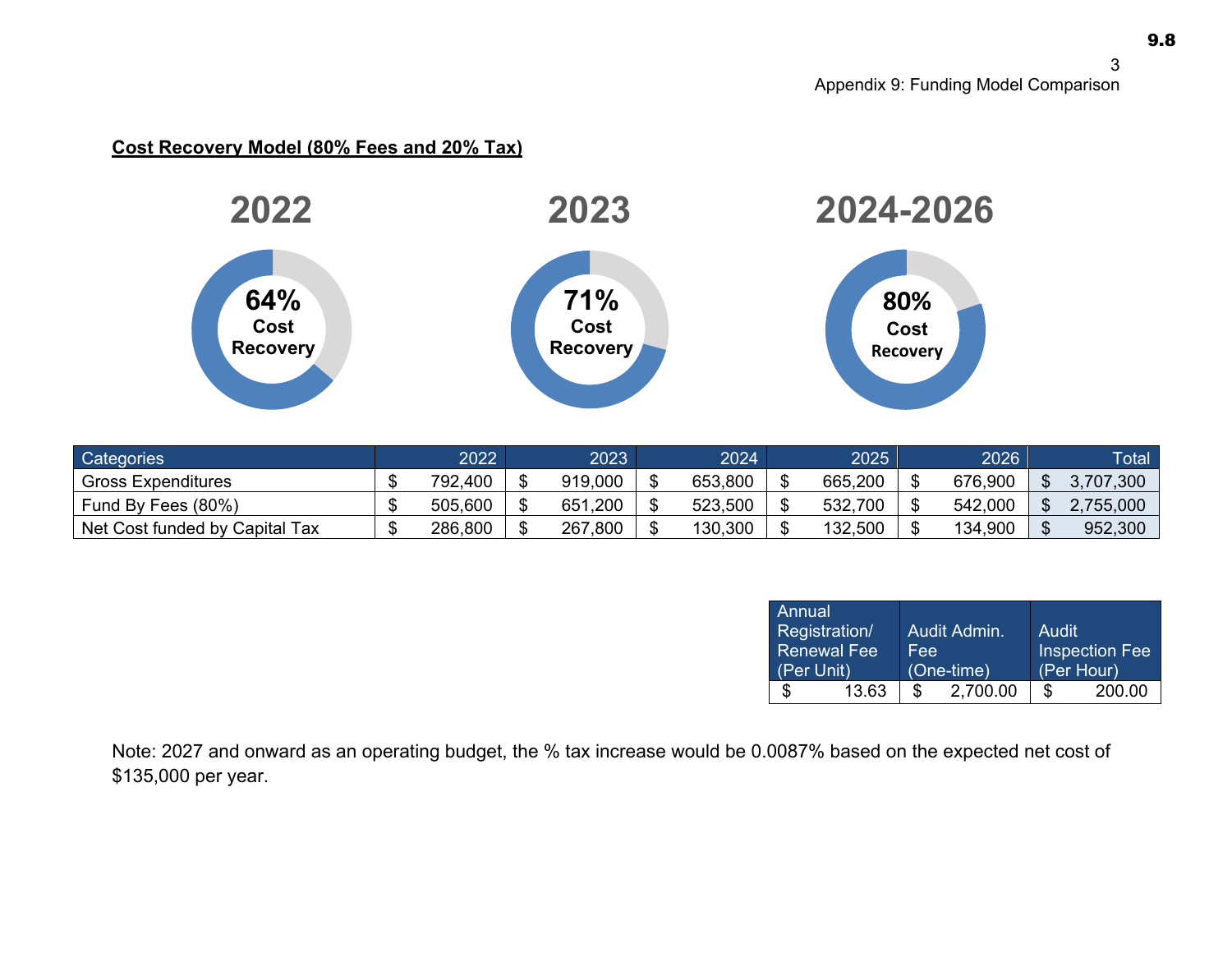**Cost Recovery Model (80% Fees and 20% Tax)**

2022

64%
Cost
Recovery

2023

71%
Cost
Recovery

2024-2026

80%
Cost
Recovery

| Categories | 2022 | 2023 | 2024 | 2025 | 2026 | Total |
|---|---|---|---|---|---|---|
| Gross Expenditures | $ 792,400 | $ 919,000 | $ 653,800 | $ 665,200 | $ 676,900 | $ 3,707,300 |
| Fund By Fees (80%) | $ 505,600 | $ 651,200 | $ 523,500 | $ 532,700 | $ 542,000 | $ 2,755,000 |
| Net Cost funded by Capital Tax | $ 286,800 | $ 267,800 | $ 130,300 | $ 132,500 | $ 134,900 | $ 952,300 |

| Annual Registration/ Renewal Fee (Per Unit) | Audit Admin. Fee (One-time) | Audit Inspection Fee (Per Hour) |
|---|---|---|
| $ 13.63 | $ 2,700.00 | $ 200.00 |

Note: 2027 and onward as an operating budget, the % tax increase would be 0.0087% based on the expected net cost of $135,000 per year.